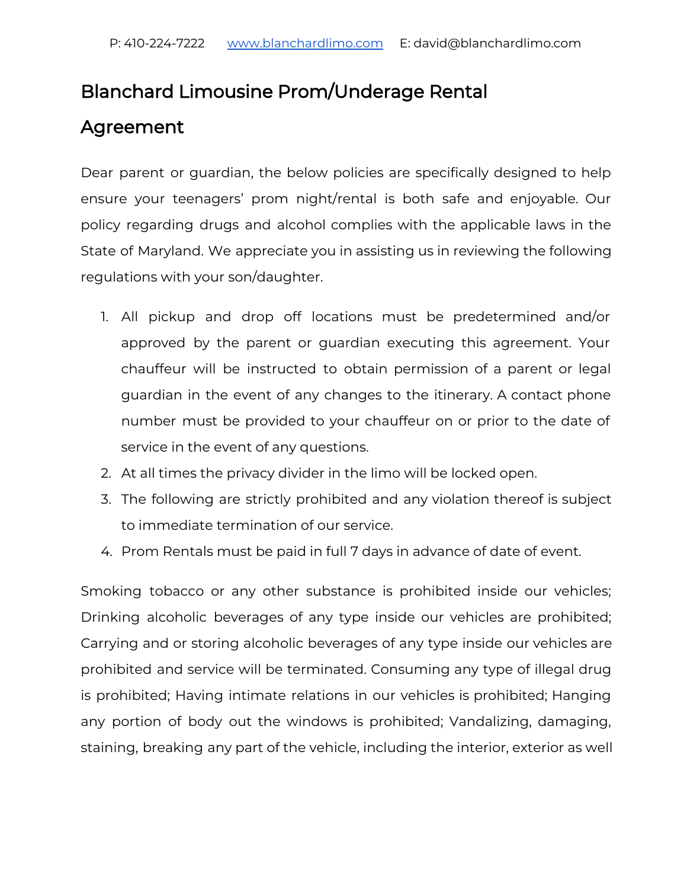P: 410-224-7222 www.blanchardlimo.com E: david@blanchardlimo.com

# Blanchard Limousine Prom/Underage Rental Agreement

Dear parent or guardian, the below policies are specifically designed to help ensure your teenagers' prom night/rental is both safe and enjoyable. Our policy regarding drugs and alcohol complies with the applicable laws in the State of Maryland. We appreciate you in assisting us in reviewing the following regulations with your son/daughter.

1. All pickup and drop off locations must be predetermined and/or approved by the parent or guardian executing this agreement. Your chauffeur will be instructed to obtain permission of a parent or legal guardian in the event of any changes to the itinerary. A contact phone number must be provided to your chauffeur on or prior to the date of service in the event of any questions.
2. At all times the privacy divider in the limo will be locked open.
3. The following are strictly prohibited and any violation thereof is subject to immediate termination of our service.
4. Prom Rentals must be paid in full 7 days in advance of date of event.

Smoking tobacco or any other substance is prohibited inside our vehicles; Drinking alcoholic beverages of any type inside our vehicles are prohibited; Carrying and or storing alcoholic beverages of any type inside our vehicles are prohibited and service will be terminated. Consuming any type of illegal drug is prohibited; Having intimate relations in our vehicles is prohibited; Hanging any portion of body out the windows is prohibited; Vandalizing, damaging, staining, breaking any part of the vehicle, including the interior, exterior as well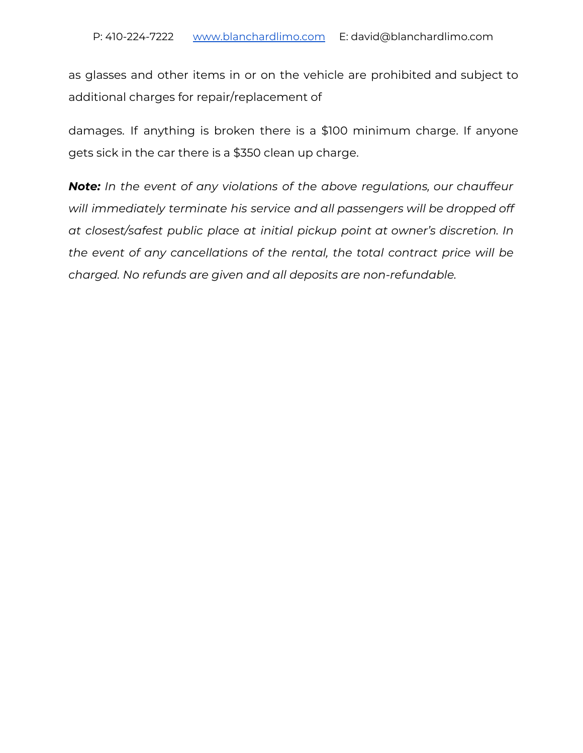as glasses and other items in or on the vehicle are prohibited and subject to additional charges for repair/replacement of

damages. If anything is broken there is a $100 minimum charge. If anyone gets sick in the car there is a $350 clean up charge.

***Note:*** *In the event of any violations of the above regulations, our chauffeur will immediately terminate his service and all passengers will be dropped off at closest/safest public place at initial pickup point at owner's discretion. In the event of any cancellations of the rental, the total contract price will be charged. No refunds are given and all deposits are non-refundable.*